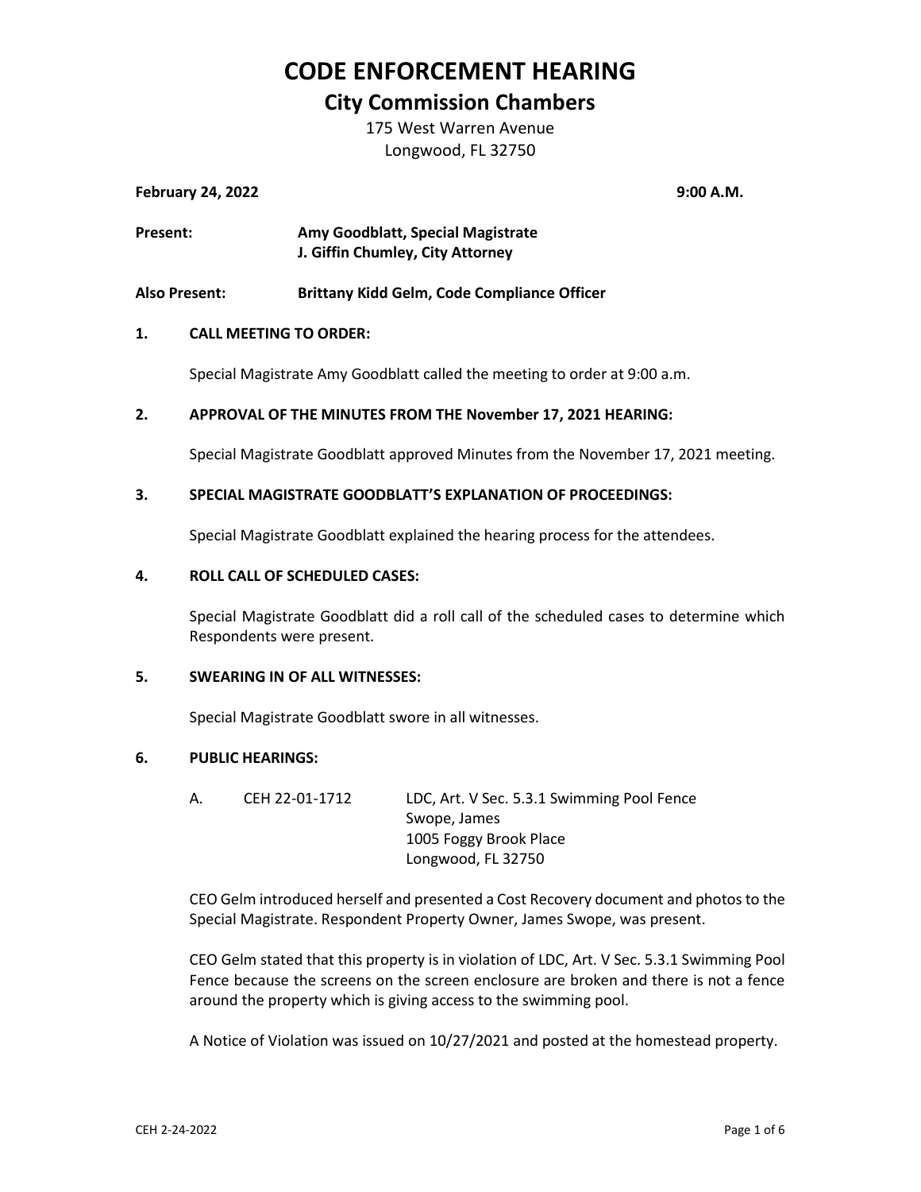# CODE ENFORCEMENT HEARING

## City Commission Chambers

175 West Warren Avenue
Longwood, FL 32750

**February 24, 2022** **9:00 A.M.**

**Present:** **Amy Goodblatt, Special Magistrate**
**J. Giffin Chumley, City Attorney**

**Also Present:** **Brittany Kidd Gelm, Code Compliance Officer**

**1. CALL MEETING TO ORDER:**

Special Magistrate Amy Goodblatt called the meeting to order at 9:00 a.m.

**2. APPROVAL OF THE MINUTES FROM THE November 17, 2021 HEARING:**

Special Magistrate Goodblatt approved Minutes from the November 17, 2021 meeting.

**3. SPECIAL MAGISTRATE GOODBLATT'S EXPLANATION OF PROCEEDINGS:**

Special Magistrate Goodblatt explained the hearing process for the attendees.

**4. ROLL CALL OF SCHEDULED CASES:**

Special Magistrate Goodblatt did a roll call of the scheduled cases to determine which Respondents were present.

**5. SWEARING IN OF ALL WITNESSES:**

Special Magistrate Goodblatt swore in all witnesses.

**6. PUBLIC HEARINGS:**

A. CEH 22-01-1712 LDC, Art. V Sec. 5.3.1 Swimming Pool Fence
Swope, James
1005 Foggy Brook Place
Longwood, FL 32750

CEO Gelm introduced herself and presented a Cost Recovery document and photos to the Special Magistrate. Respondent Property Owner, James Swope, was present.

CEO Gelm stated that this property is in violation of LDC, Art. V Sec. 5.3.1 Swimming Pool Fence because the screens on the screen enclosure are broken and there is not a fence around the property which is giving access to the swimming pool.

A Notice of Violation was issued on 10/27/2021 and posted at the homestead property.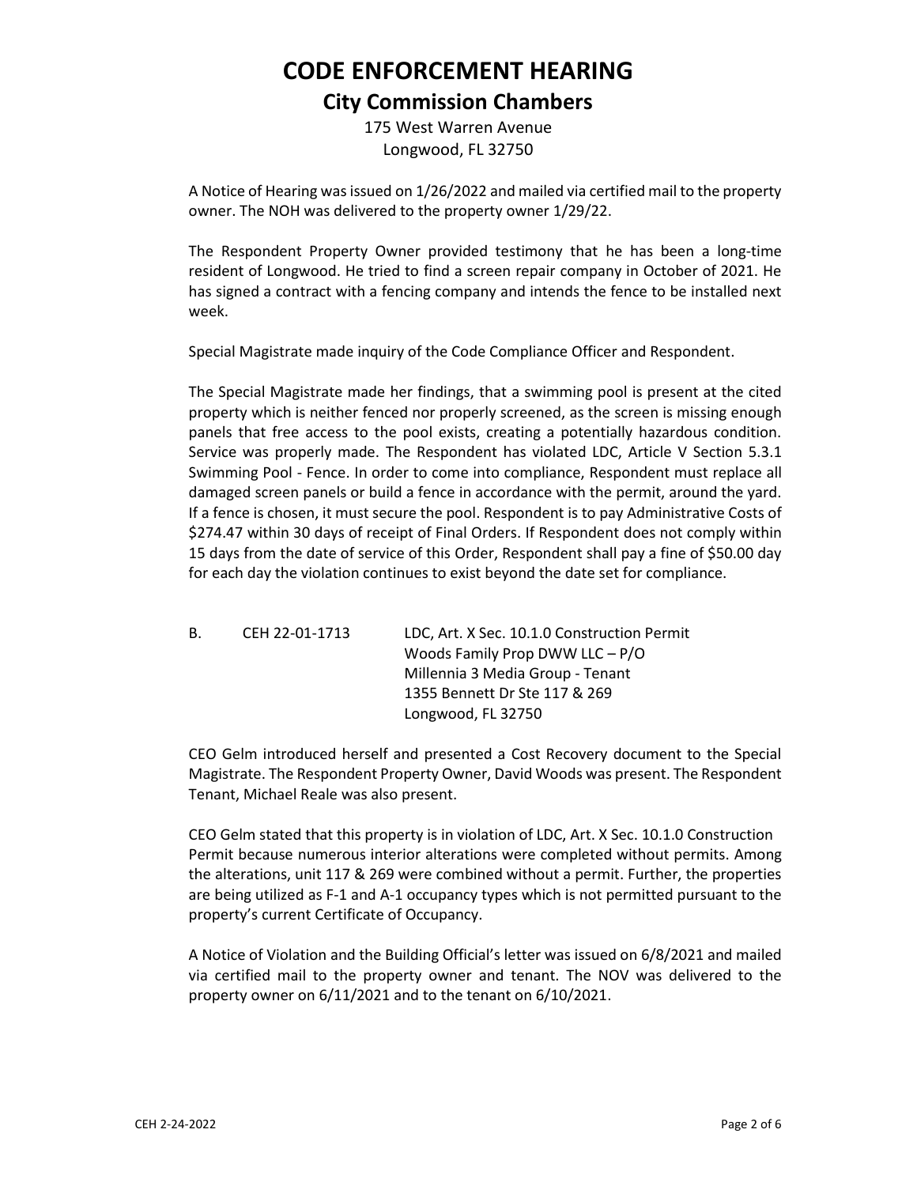# CODE ENFORCEMENT HEARING

## City Commission Chambers

175 West Warren Avenue
Longwood, FL 32750

A Notice of Hearing was issued on 1/26/2022 and mailed via certified mail to the property owner. The NOH was delivered to the property owner 1/29/22.

The Respondent Property Owner provided testimony that he has been a long-time resident of Longwood. He tried to find a screen repair company in October of 2021. He has signed a contract with a fencing company and intends the fence to be installed next week.

Special Magistrate made inquiry of the Code Compliance Officer and Respondent.

The Special Magistrate made her findings, that a swimming pool is present at the cited property which is neither fenced nor properly screened, as the screen is missing enough panels that free access to the pool exists, creating a potentially hazardous condition. Service was properly made. The Respondent has violated LDC, Article V Section 5.3.1 Swimming Pool - Fence. In order to come into compliance, Respondent must replace all damaged screen panels or build a fence in accordance with the permit, around the yard. If a fence is chosen, it must secure the pool. Respondent is to pay Administrative Costs of $274.47 within 30 days of receipt of Final Orders. If Respondent does not comply within 15 days from the date of service of this Order, Respondent shall pay a fine of $50.00 day for each day the violation continues to exist beyond the date set for compliance.

B. CEH 22-01-1713 LDC, Art. X Sec. 10.1.0 Construction Permit
Woods Family Prop DWW LLC – P/O
Millennia 3 Media Group - Tenant
1355 Bennett Dr Ste 117 & 269
Longwood, FL 32750

CEO Gelm introduced herself and presented a Cost Recovery document to the Special Magistrate. The Respondent Property Owner, David Woods was present. The Respondent Tenant, Michael Reale was also present.

CEO Gelm stated that this property is in violation of LDC, Art. X Sec. 10.1.0 Construction Permit because numerous interior alterations were completed without permits. Among the alterations, unit 117 & 269 were combined without a permit. Further, the properties are being utilized as F-1 and A-1 occupancy types which is not permitted pursuant to the property's current Certificate of Occupancy.

A Notice of Violation and the Building Official's letter was issued on 6/8/2021 and mailed via certified mail to the property owner and tenant. The NOV was delivered to the property owner on 6/11/2021 and to the tenant on 6/10/2021.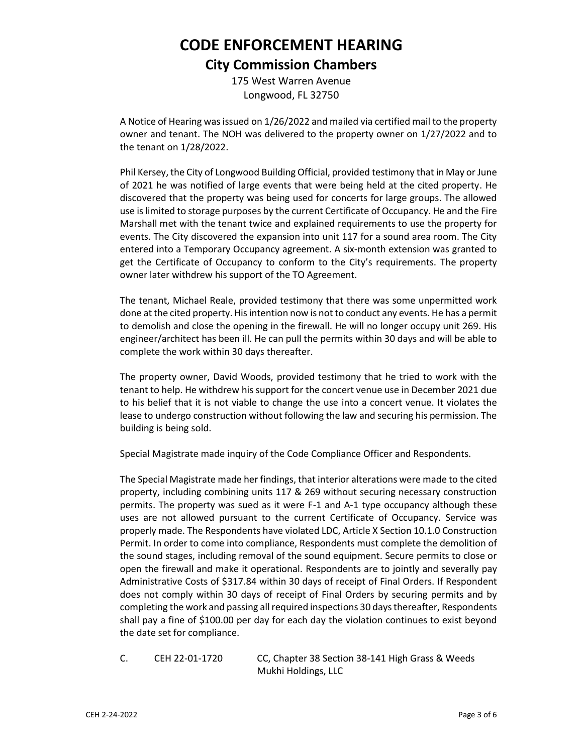# CODE ENFORCEMENT HEARING

## City Commission Chambers

175 West Warren Avenue
Longwood, FL 32750

A Notice of Hearing was issued on 1/26/2022 and mailed via certified mail to the property owner and tenant. The NOH was delivered to the property owner on 1/27/2022 and to the tenant on 1/28/2022.

Phil Kersey, the City of Longwood Building Official, provided testimony that in May or June of 2021 he was notified of large events that were being held at the cited property. He discovered that the property was being used for concerts for large groups. The allowed use is limited to storage purposes by the current Certificate of Occupancy. He and the Fire Marshall met with the tenant twice and explained requirements to use the property for events. The City discovered the expansion into unit 117 for a sound area room. The City entered into a Temporary Occupancy agreement. A six-month extension was granted to get the Certificate of Occupancy to conform to the City's requirements. The property owner later withdrew his support of the TO Agreement.

The tenant, Michael Reale, provided testimony that there was some unpermitted work done at the cited property. His intention now is not to conduct any events. He has a permit to demolish and close the opening in the firewall. He will no longer occupy unit 269. His engineer/architect has been ill. He can pull the permits within 30 days and will be able to complete the work within 30 days thereafter.

The property owner, David Woods, provided testimony that he tried to work with the tenant to help. He withdrew his support for the concert venue use in December 2021 due to his belief that it is not viable to change the use into a concert venue. It violates the lease to undergo construction without following the law and securing his permission. The building is being sold.

Special Magistrate made inquiry of the Code Compliance Officer and Respondents.

The Special Magistrate made her findings, that interior alterations were made to the cited property, including combining units 117 & 269 without securing necessary construction permits. The property was sued as it were F-1 and A-1 type occupancy although these uses are not allowed pursuant to the current Certificate of Occupancy. Service was properly made. The Respondents have violated LDC, Article X Section 10.1.0 Construction Permit. In order to come into compliance, Respondents must complete the demolition of the sound stages, including removal of the sound equipment. Secure permits to close or open the firewall and make it operational. Respondents are to jointly and severally pay Administrative Costs of $317.84 within 30 days of receipt of Final Orders. If Respondent does not comply within 30 days of receipt of Final Orders by securing permits and by completing the work and passing all required inspections 30 days thereafter, Respondents shall pay a fine of $100.00 per day for each day the violation continues to exist beyond the date set for compliance.

C. CEH 22-01-1720 CC, Chapter 38 Section 38-141 High Grass & Weeds
Mukhi Holdings, LLC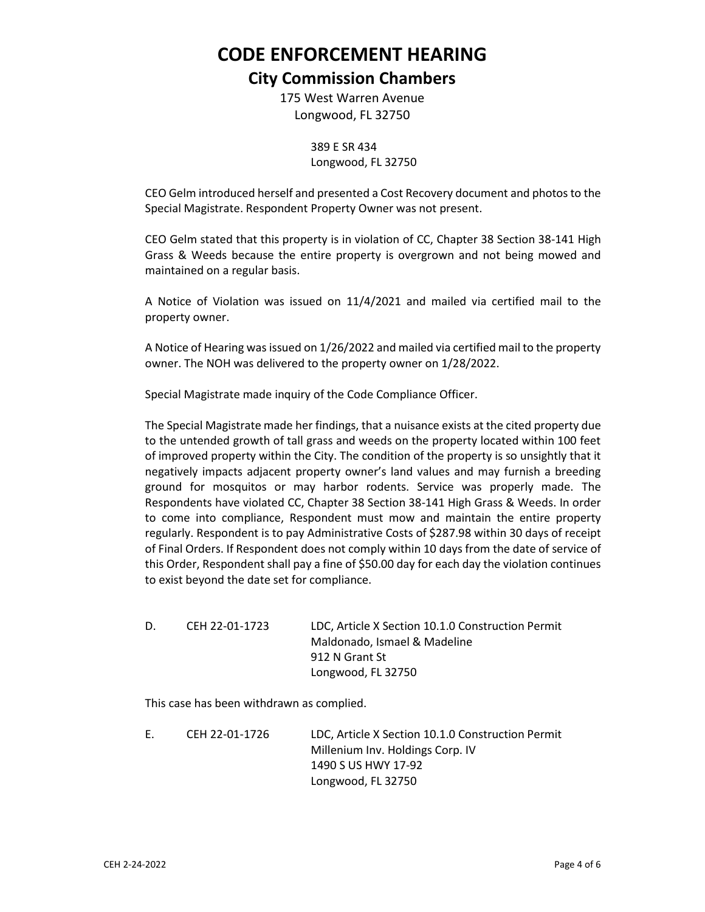# CODE ENFORCEMENT HEARING

## City Commission Chambers

175 West Warren Avenue
Longwood, FL 32750

389 E SR 434
Longwood, FL 32750

CEO Gelm introduced herself and presented a Cost Recovery document and photos to the Special Magistrate. Respondent Property Owner was not present.

CEO Gelm stated that this property is in violation of CC, Chapter 38 Section 38-141 High Grass & Weeds because the entire property is overgrown and not being mowed and maintained on a regular basis.

A Notice of Violation was issued on 11/4/2021 and mailed via certified mail to the property owner.

A Notice of Hearing was issued on 1/26/2022 and mailed via certified mail to the property owner. The NOH was delivered to the property owner on 1/28/2022.

Special Magistrate made inquiry of the Code Compliance Officer.

The Special Magistrate made her findings, that a nuisance exists at the cited property due to the untended growth of tall grass and weeds on the property located within 100 feet of improved property within the City. The condition of the property is so unsightly that it negatively impacts adjacent property owner's land values and may furnish a breeding ground for mosquitos or may harbor rodents. Service was properly made. The Respondents have violated CC, Chapter 38 Section 38-141 High Grass & Weeds. In order to come into compliance, Respondent must mow and maintain the entire property regularly. Respondent is to pay Administrative Costs of $287.98 within 30 days of receipt of Final Orders. If Respondent does not comply within 10 days from the date of service of this Order, Respondent shall pay a fine of $50.00 day for each day the violation continues to exist beyond the date set for compliance.

D. CEH 22-01-1723 LDC, Article X Section 10.1.0 Construction Permit
Maldonado, Ismael & Madeline
912 N Grant St
Longwood, FL 32750

This case has been withdrawn as complied.

E. CEH 22-01-1726 LDC, Article X Section 10.1.0 Construction Permit
Millenium Inv. Holdings Corp. IV
1490 S US HWY 17-92
Longwood, FL 32750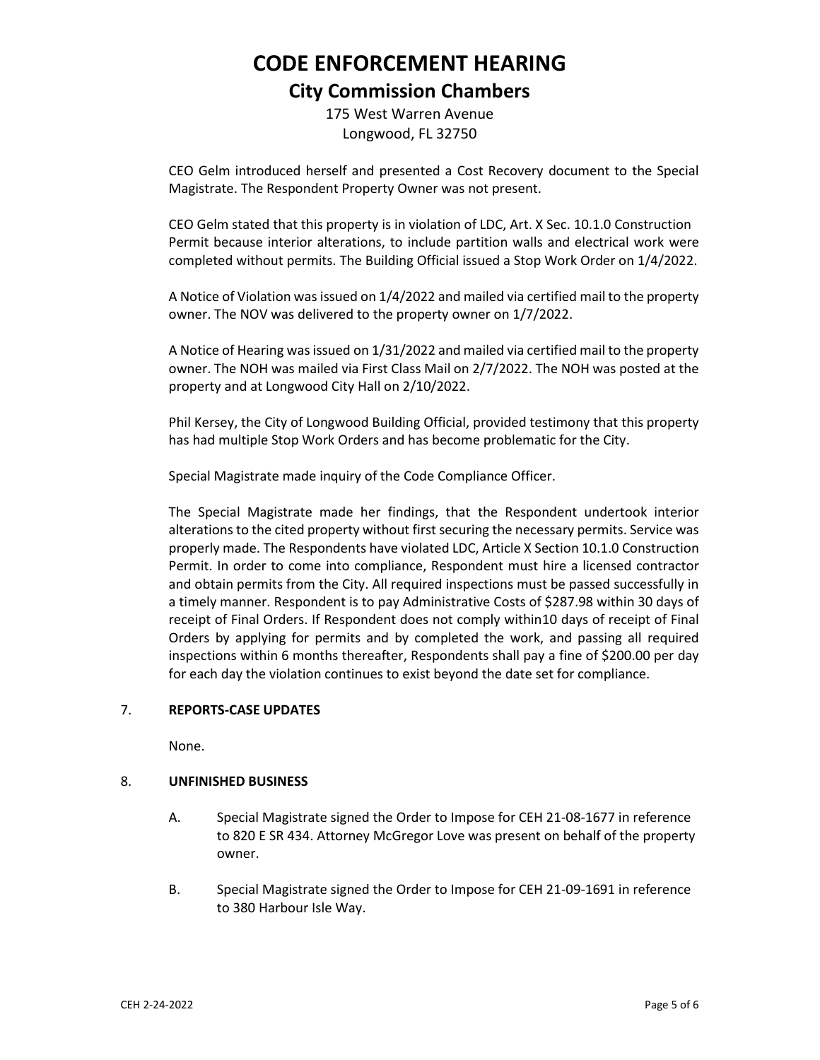# CODE ENFORCEMENT HEARING

## City Commission Chambers

175 West Warren Avenue
Longwood, FL 32750

CEO Gelm introduced herself and presented a Cost Recovery document to the Special Magistrate. The Respondent Property Owner was not present.

CEO Gelm stated that this property is in violation of LDC, Art. X Sec. 10.1.0 Construction Permit because interior alterations, to include partition walls and electrical work were completed without permits. The Building Official issued a Stop Work Order on 1/4/2022.

A Notice of Violation was issued on 1/4/2022 and mailed via certified mail to the property owner. The NOV was delivered to the property owner on 1/7/2022.

A Notice of Hearing was issued on 1/31/2022 and mailed via certified mail to the property owner. The NOH was mailed via First Class Mail on 2/7/2022. The NOH was posted at the property and at Longwood City Hall on 2/10/2022.

Phil Kersey, the City of Longwood Building Official, provided testimony that this property has had multiple Stop Work Orders and has become problematic for the City.

Special Magistrate made inquiry of the Code Compliance Officer.

The Special Magistrate made her findings, that the Respondent undertook interior alterations to the cited property without first securing the necessary permits. Service was properly made. The Respondents have violated LDC, Article X Section 10.1.0 Construction Permit. In order to come into compliance, Respondent must hire a licensed contractor and obtain permits from the City. All required inspections must be passed successfully in a timely manner. Respondent is to pay Administrative Costs of $287.98 within 30 days of receipt of Final Orders. If Respondent does not comply within10 days of receipt of Final Orders by applying for permits and by completed the work, and passing all required inspections within 6 months thereafter, Respondents shall pay a fine of $200.00 per day for each day the violation continues to exist beyond the date set for compliance.

7. **REPORTS-CASE UPDATES**

   None.

8. **UNFINISHED BUSINESS**

   A. Special Magistrate signed the Order to Impose for CEH 21-08-1677 in reference to 820 E SR 434. Attorney McGregor Love was present on behalf of the property owner.

   B. Special Magistrate signed the Order to Impose for CEH 21-09-1691 in reference to 380 Harbour Isle Way.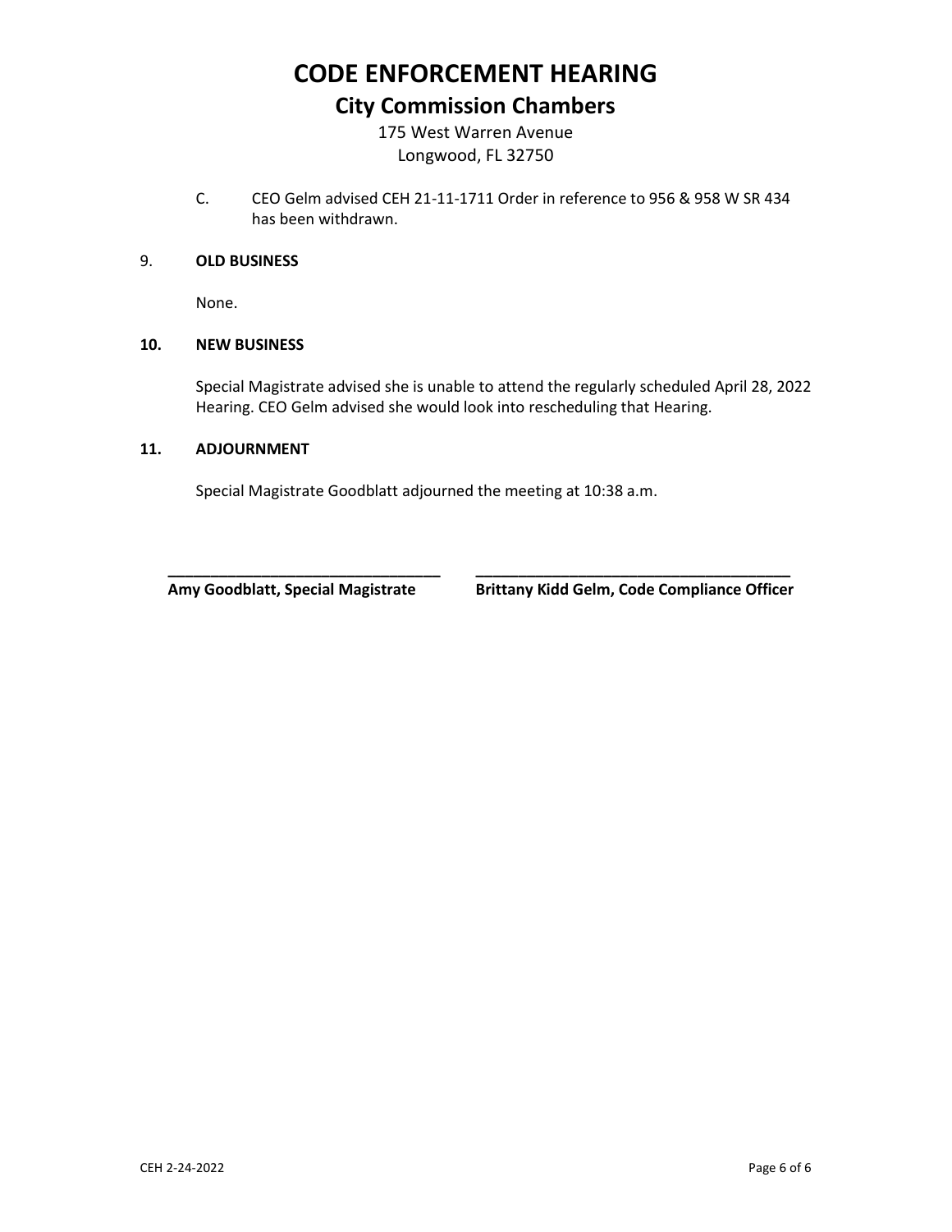# CODE ENFORCEMENT HEARING

## City Commission Chambers

175 West Warren Avenue
Longwood, FL 32750

C. CEO Gelm advised CEH 21-11-1711 Order in reference to 956 & 958 W SR 434 has been withdrawn.

9. **OLD BUSINESS**

None.

**10. NEW BUSINESS**

Special Magistrate advised she is unable to attend the regularly scheduled April 28, 2022 Hearing. CEO Gelm advised she would look into rescheduling that Hearing.

**11. ADJOURNMENT**

Special Magistrate Goodblatt adjourned the meeting at 10:38 a.m.

\_\_\_\_\_\_\_\_\_\_\_\_\_\_\_\_\_\_\_\_\_\_\_\_\_\_\_\_\_\_\_\_
**Amy Goodblatt, Special Magistrate**

\_\_\_\_\_\_\_\_\_\_\_\_\_\_\_\_\_\_\_\_\_\_\_\_\_\_\_\_\_\_\_\_
**Brittany Kidd Gelm, Code Compliance Officer**